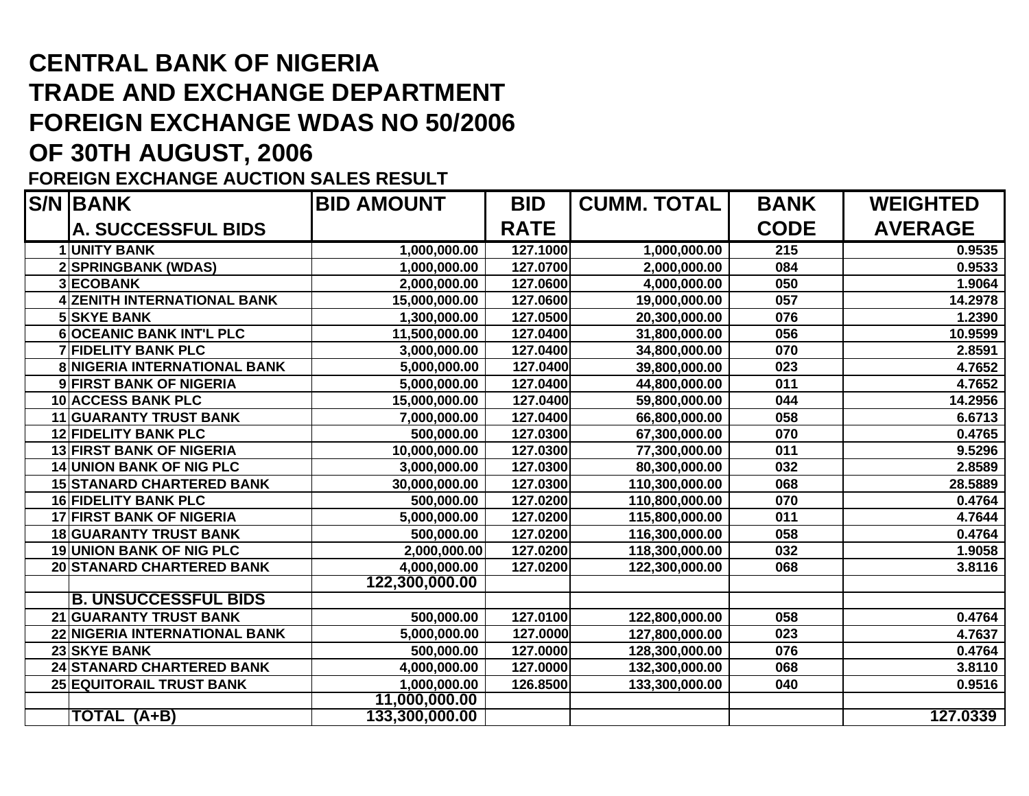# CENTRAL BANK OF NIGERIA
# TRADE AND EXCHANGE DEPARTMENT
# FOREIGN EXCHANGE WDAS NO 50/2006
# OF 30TH AUGUST, 2006

**FOREIGN EXCHANGE AUCTION SALES RESULT**

| S/N | BANK | BID AMOUNT | BID RATE | CUMM. TOTAL | BANK CODE | WEIGHTED AVERAGE |
|---|---|---|---|---|---|---|
| | **A. SUCCESSFUL BIDS** | | | | | |
| 1 | UNITY BANK | 1,000,000.00 | 127.1000 | 1,000,000.00 | 215 | 0.9535 |
| 2 | SPRINGBANK (WDAS) | 1,000,000.00 | 127.0700 | 2,000,000.00 | 084 | 0.9533 |
| 3 | ECOBANK | 2,000,000.00 | 127.0600 | 4,000,000.00 | 050 | 1.9064 |
| 4 | ZENITH INTERNATIONAL BANK | 15,000,000.00 | 127.0600 | 19,000,000.00 | 057 | 14.2978 |
| 5 | SKYE BANK | 1,300,000.00 | 127.0500 | 20,300,000.00 | 076 | 1.2390 |
| 6 | OCEANIC BANK INT'L PLC | 11,500,000.00 | 127.0400 | 31,800,000.00 | 056 | 10.9599 |
| 7 | FIDELITY BANK PLC | 3,000,000.00 | 127.0400 | 34,800,000.00 | 070 | 2.8591 |
| 8 | NIGERIA INTERNATIONAL BANK | 5,000,000.00 | 127.0400 | 39,800,000.00 | 023 | 4.7652 |
| 9 | FIRST BANK OF NIGERIA | 5,000,000.00 | 127.0400 | 44,800,000.00 | 011 | 4.7652 |
| 10 | ACCESS BANK PLC | 15,000,000.00 | 127.0400 | 59,800,000.00 | 044 | 14.2956 |
| 11 | GUARANTY TRUST BANK | 7,000,000.00 | 127.0400 | 66,800,000.00 | 058 | 6.6713 |
| 12 | FIDELITY BANK PLC | 500,000.00 | 127.0300 | 67,300,000.00 | 070 | 0.4765 |
| 13 | FIRST BANK OF NIGERIA | 10,000,000.00 | 127.0300 | 77,300,000.00 | 011 | 9.5296 |
| 14 | UNION BANK OF NIG PLC | 3,000,000.00 | 127.0300 | 80,300,000.00 | 032 | 2.8589 |
| 15 | STANARD CHARTERED BANK | 30,000,000.00 | 127.0300 | 110,300,000.00 | 068 | 28.5889 |
| 16 | FIDELITY BANK PLC | 500,000.00 | 127.0200 | 110,800,000.00 | 070 | 0.4764 |
| 17 | FIRST BANK OF NIGERIA | 5,000,000.00 | 127.0200 | 115,800,000.00 | 011 | 4.7644 |
| 18 | GUARANTY TRUST BANK | 500,000.00 | 127.0200 | 116,300,000.00 | 058 | 0.4764 |
| 19 | UNION BANK OF NIG PLC | 2,000,000.00 | 127.0200 | 118,300,000.00 | 032 | 1.9058 |
| 20 | STANARD CHARTERED BANK | 4,000,000.00 | 127.0200 | 122,300,000.00 | 068 | 3.8116 |
| | | 122,300,000.00 | | | | |
| | **B. UNSUCCESSFUL BIDS** | | | | | |
| 21 | GUARANTY TRUST BANK | 500,000.00 | 127.0100 | 122,800,000.00 | 058 | 0.4764 |
| 22 | NIGERIA INTERNATIONAL BANK | 5,000,000.00 | 127.0000 | 127,800,000.00 | 023 | 4.7637 |
| 23 | SKYE BANK | 500,000.00 | 127.0000 | 128,300,000.00 | 076 | 0.4764 |
| 24 | STANARD CHARTERED BANK | 4,000,000.00 | 127.0000 | 132,300,000.00 | 068 | 3.8110 |
| 25 | EQUITORAIL TRUST BANK | 1,000,000.00 | 126.8500 | 133,300,000.00 | 040 | 0.9516 |
| | | 11,000,000.00 | | | | |
| | **TOTAL (A+B)** | 133,300,000.00 | | | | 127.0339 |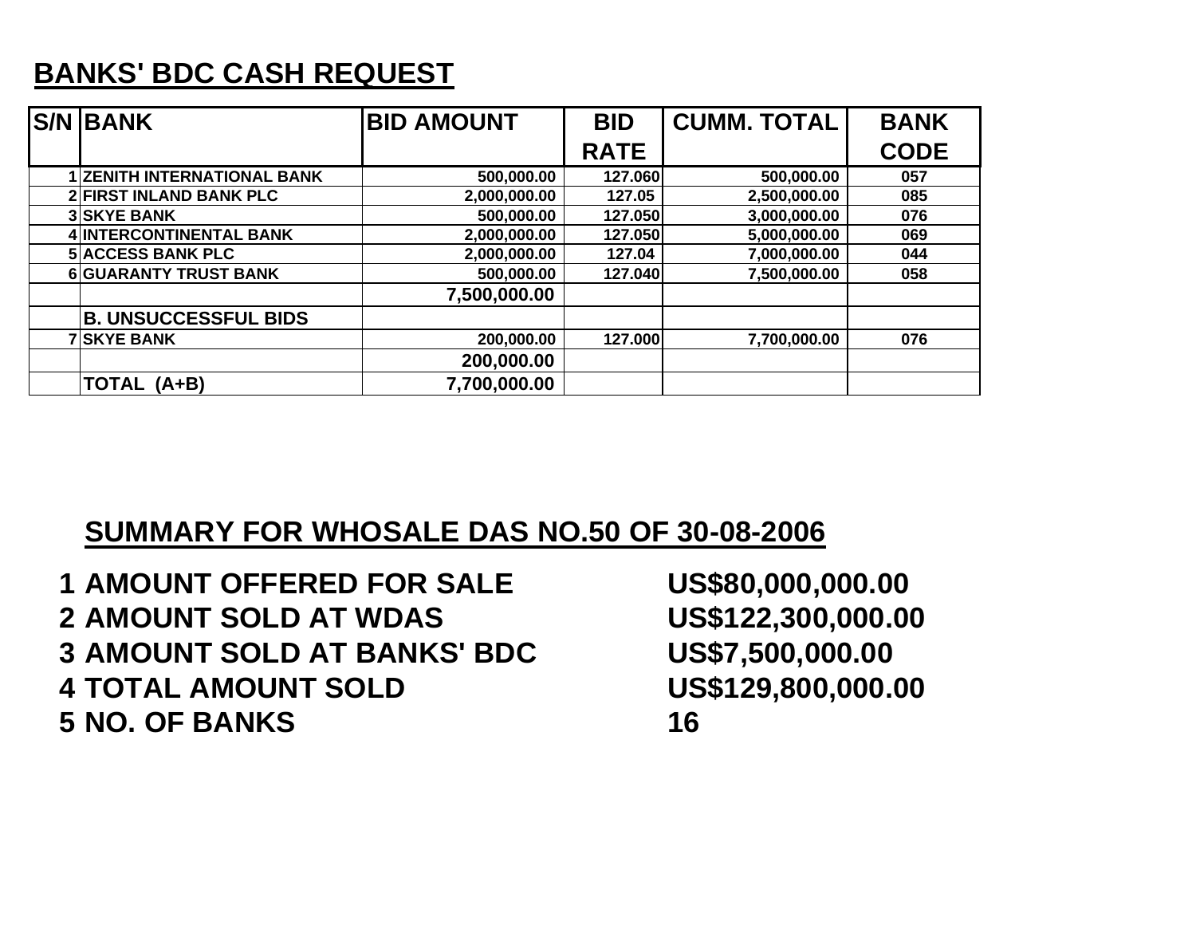## BANKS' BDC CASH REQUEST

| S/N | BANK | BID AMOUNT | BID RATE | CUMM. TOTAL | BANK CODE |
|---|---|---|---|---|---|
| 1 | ZENITH INTERNATIONAL BANK | 500,000.00 | 127.060 | 500,000.00 | 057 |
| 2 | FIRST INLAND BANK PLC | 2,000,000.00 | 127.05 | 2,500,000.00 | 085 |
| 3 | SKYE BANK | 500,000.00 | 127.050 | 3,000,000.00 | 076 |
| 4 | INTERCONTINENTAL BANK | 2,000,000.00 | 127.050 | 5,000,000.00 | 069 |
| 5 | ACCESS BANK PLC | 2,000,000.00 | 127.04 | 7,000,000.00 | 044 |
| 6 | GUARANTY TRUST BANK | 500,000.00 | 127.040 | 7,500,000.00 | 058 |
| | | **7,500,000.00** | | | |
| | **B. UNSUCCESSFUL BIDS** | | | | |
| 7 | SKYE BANK | 200,000.00 | 127.000 | 7,700,000.00 | 076 |
| | | **200,000.00** | | | |
| | **TOTAL (A+B)** | **7,700,000.00** | | | |

## SUMMARY FOR WHOSALE DAS NO.50 OF 30-08-2006

| | | |
|---|---|---|
| 1 | AMOUNT OFFERED FOR SALE | US$80,000,000.00 |
| 2 | AMOUNT SOLD AT WDAS | US$122,300,000.00 |
| 3 | AMOUNT SOLD AT BANKS' BDC | US$7,500,000.00 |
| 4 | TOTAL AMOUNT SOLD | US$129,800,000.00 |
| 5 | NO. OF BANKS | 16 |